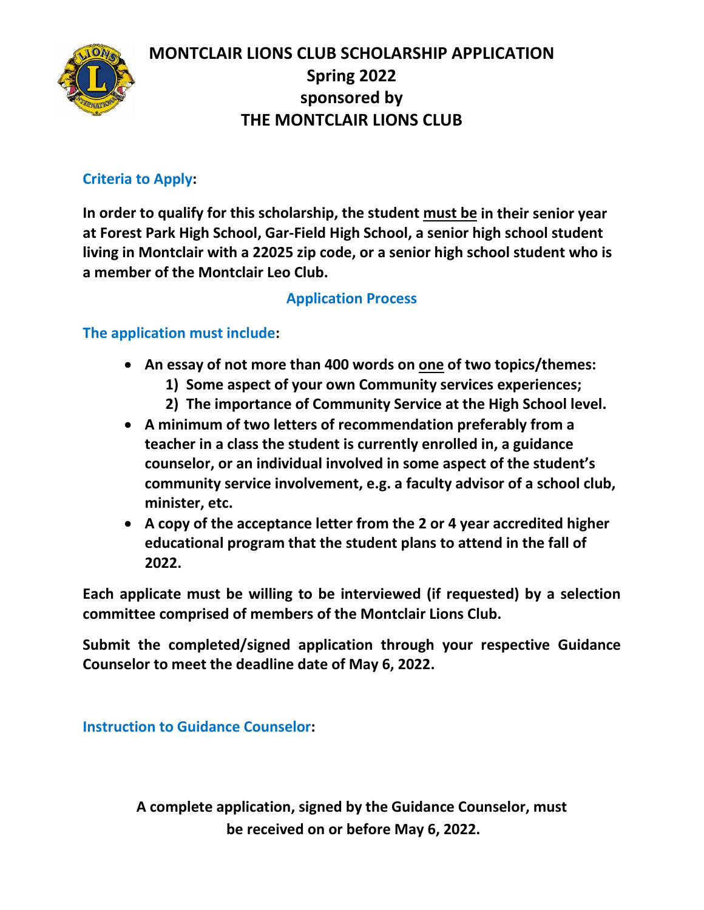# MONTCLAIR LIONS CLUB SCHOLARSHIP APPLICATION
## Spring 2022
## sponsored by
## THE MONTCLAIR LIONS CLUB

### Criteria to Apply:

**In order to qualify for this scholarship, the student must be in their senior year at Forest Park High School, Gar-Field High School, a senior high school student living in Montclair with a 22025 zip code, or a senior high school student who is a member of the Montclair Leo Club.**

### Application Process

### The application must include:

- **An essay of not more than 400 words on one of two topics/themes:**
  1) **Some aspect of your own Community services experiences;**
  2) **The importance of Community Service at the High School level.**
- **A minimum of two letters of recommendation preferably from a teacher in a class the student is currently enrolled in, a guidance counselor, or an individual involved in some aspect of the student's community service involvement, e.g. a faculty advisor of a school club, minister, etc.**
- **A copy of the acceptance letter from the 2 or 4 year accredited higher educational program that the student plans to attend in the fall of 2022.**

**Each applicate must be willing to be interviewed (if requested) by a selection committee comprised of members of the Montclair Lions Club.**

**Submit the completed/signed application through your respective Guidance Counselor to meet the deadline date of May 6, 2022.**

### Instruction to Guidance Counselor:

**A complete application, signed by the Guidance Counselor, must be received on or before May 6, 2022.**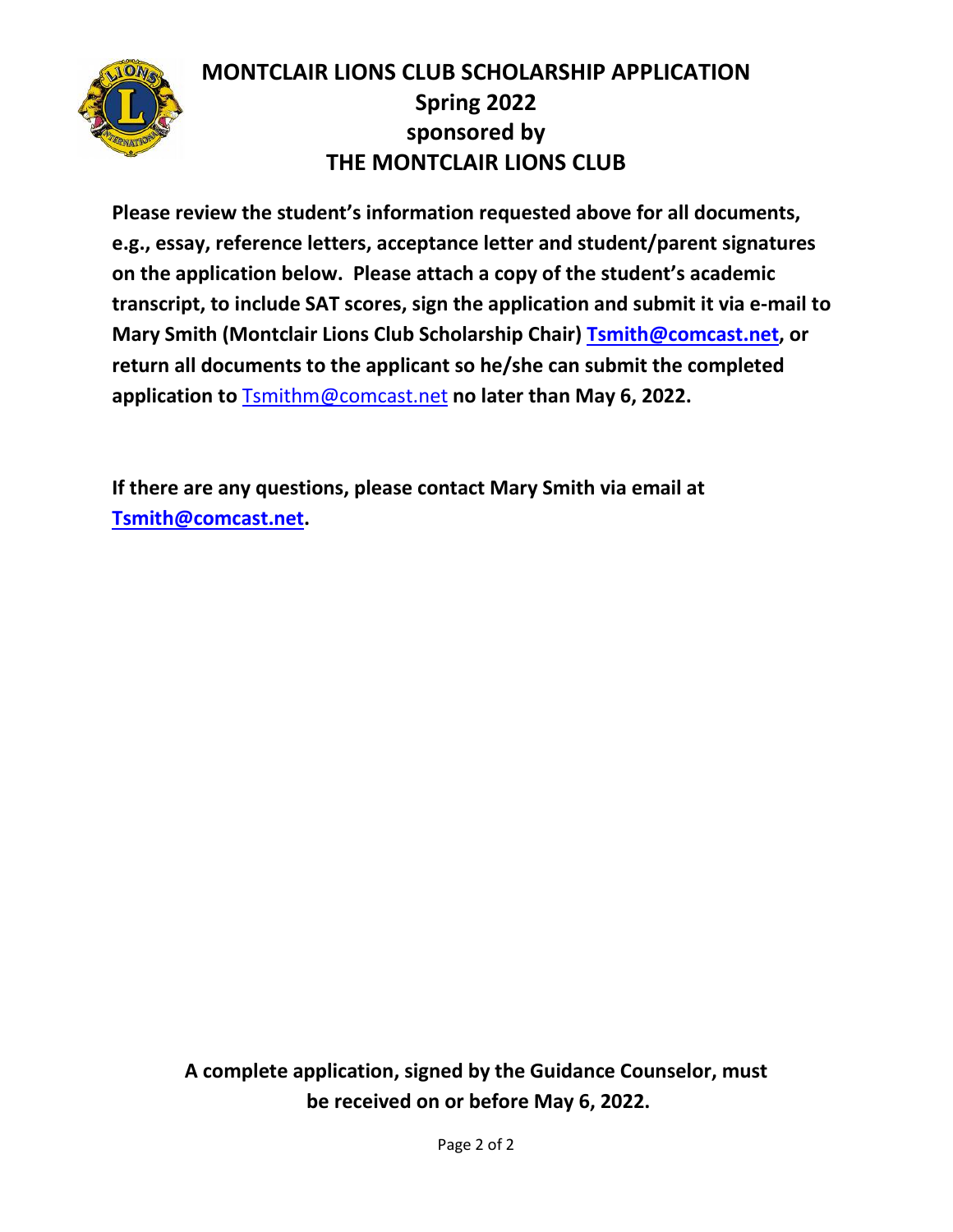# MONTCLAIR LIONS CLUB SCHOLARSHIP APPLICATION
## Spring 2022
## sponsored by
## THE MONTCLAIR LIONS CLUB

**Please review the student's information requested above for all documents, e.g., essay, reference letters, acceptance letter and student/parent signatures on the application below. Please attach a copy of the student's academic transcript, to include SAT scores, sign the application and submit it via e-mail to Mary Smith (Montclair Lions Club Scholarship Chair) Tsmith@comcast.net, or return all documents to the applicant so he/she can submit the completed application to** Tsmithm@comcast.net **no later than May 6, 2022.**

**If there are any questions, please contact Mary Smith via email at Tsmith@comcast.net.**

**A complete application, signed by the Guidance Counselor, must be received on or before May 6, 2022.**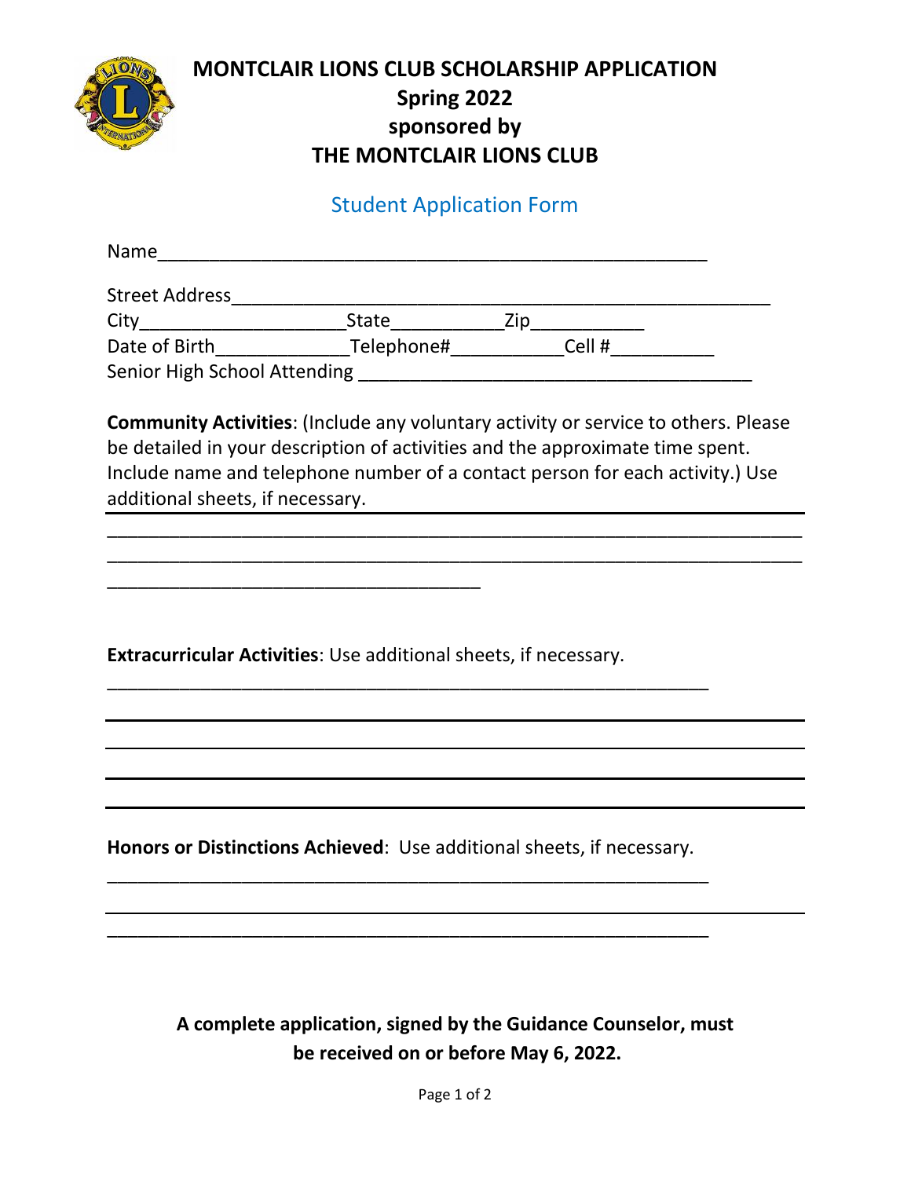# MONTCLAIR LIONS CLUB SCHOLARSHIP APPLICATION
## Spring 2022
## sponsored by
## THE MONTCLAIR LIONS CLUB

### Student Application Form

Name_____________________________________________________

Street Address_____________________________________________________

City____________________State___________Zip___________

Date of Birth_____________Telephone#___________Cell #__________

Senior High School Attending ______________________________________

**Community Activities**: (Include any voluntary activity or service to others. Please be detailed in your description of activities and the approximate time spent. Include name and telephone number of a contact person for each activity.) Use additional sheets, if necessary.

_____________________________________________________________________

_____________________________________________________________________

_____________________________________

**Extracurricular Activities**: Use additional sheets, if necessary.

____________________________________________________________

_____________________________________________________________________

_____________________________________________________________________

_____________________________________________________________________

_____________________________________________________________________

**Honors or Distinctions Achieved**: Use additional sheets, if necessary.

____________________________________________________________

_____________________________________________________________________

____________________________________________________________

**A complete application, signed by the Guidance Counselor, must be received on or before May 6, 2022.**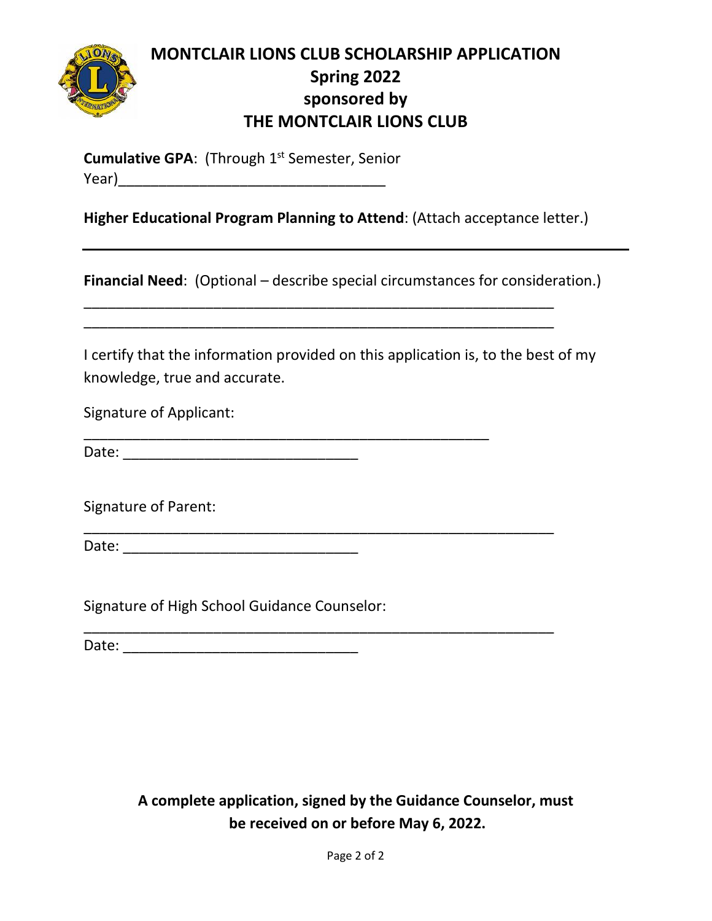# MONTCLAIR LIONS CLUB SCHOLARSHIP APPLICATION
## Spring 2022
## sponsored by
## THE MONTCLAIR LIONS CLUB

**Cumulative GPA**: (Through 1st Semester, Senior Year)_________________________________

**Higher Educational Program Planning to Attend**: (Attach acceptance letter.)

______________________________________________________________

**Financial Need**: (Optional – describe special circumstances for consideration.)

______________________________________________________________

______________________________________________________________

I certify that the information provided on this application is, to the best of my knowledge, true and accurate.

Signature of Applicant:

____________________________________________________

Date: ______________________________

Signature of Parent:

______________________________________________________________

Date: ______________________________

Signature of High School Guidance Counselor:

______________________________________________________________

Date: ______________________________

**A complete application, signed by the Guidance Counselor, must be received on or before May 6, 2022.**